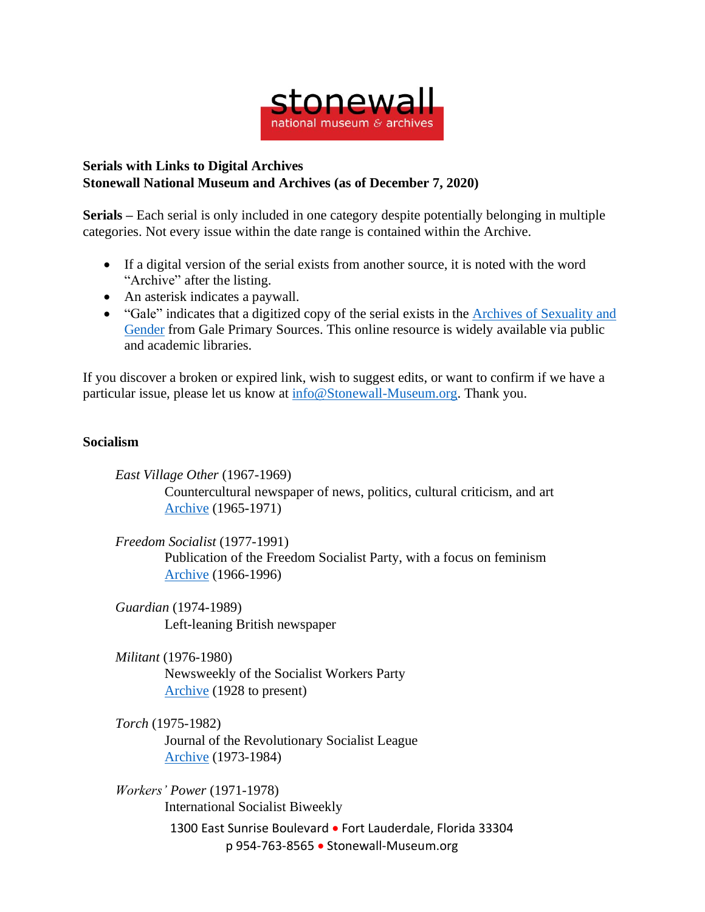stonewall
national museum & archives

**Serials with Links to Digital Archives**
**Stonewall National Museum and Archives (as of December 7, 2020)**

**Serials –** Each serial is only included in one category despite potentially belonging in multiple categories. Not every issue within the date range is contained within the Archive.

- If a digital version of the serial exists from another source, it is noted with the word "Archive" after the listing.
- An asterisk indicates a paywall.
- "Gale" indicates that a digitized copy of the serial exists in the Archives of Sexuality and Gender from Gale Primary Sources. This online resource is widely available via public and academic libraries.

If you discover a broken or expired link, wish to suggest edits, or want to confirm if we have a particular issue, please let us know at info@Stonewall-Museum.org. Thank you.

## Socialism

*East Village Other* (1967-1969)
Countercultural newspaper of news, politics, cultural criticism, and art
Archive (1965-1971)

*Freedom Socialist* (1977-1991)
Publication of the Freedom Socialist Party, with a focus on feminism
Archive (1966-1996)

*Guardian* (1974-1989)
Left-leaning British newspaper

*Militant* (1976-1980)
Newsweekly of the Socialist Workers Party
Archive (1928 to present)

*Torch* (1975-1982)
Journal of the Revolutionary Socialist League
Archive (1973-1984)

*Workers' Power* (1971-1978)
International Socialist Biweekly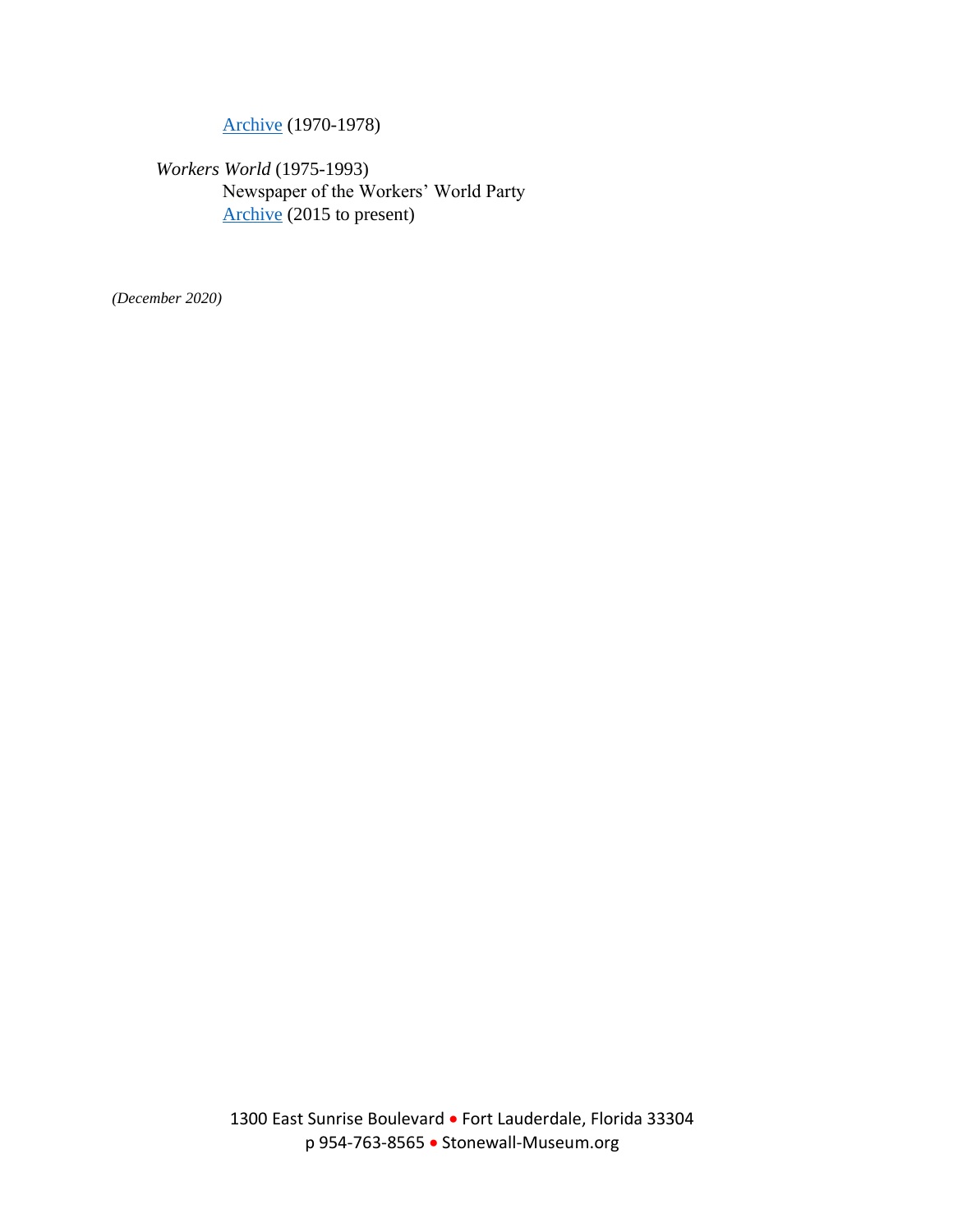Archive (1970-1978)

*Workers World* (1975-1993)
Newspaper of the Workers' World Party
Archive (2015 to present)

*(December 2020)*